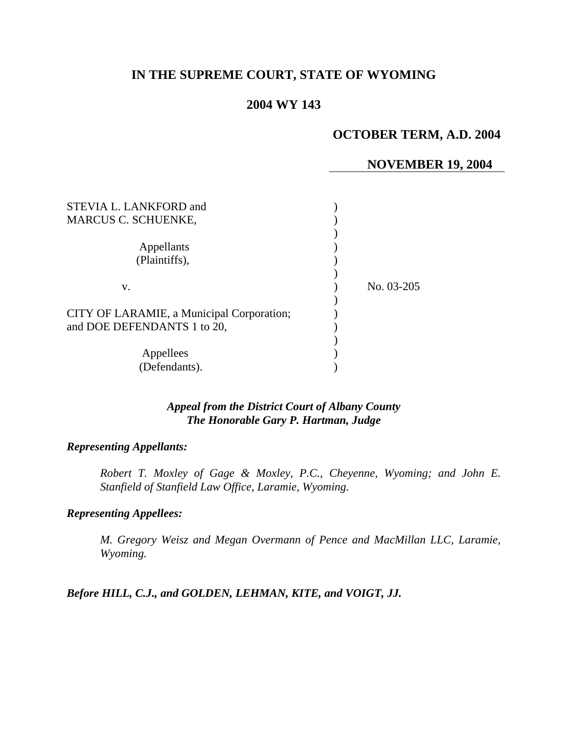**IN THE SUPREME COURT, STATE OF WYOMING**

**2004 WY 143**

**OCTOBER TERM, A.D. 2004**

**NOVEMBER 19, 2004**

STEVIA L. LANKFORD and MARCUS C. SCHUENKE,

Appellants (Plaintiffs),

v.

CITY OF LARAMIE, a Municipal Corporation; and DOE DEFENDANTS 1 to 20,

Appellees (Defendants).

No. 03-205

*Appeal from the District Court of Albany County*
*The Honorable Gary P. Hartman, Judge*

***Representing Appellants:***

*Robert T. Moxley of Gage & Moxley, P.C., Cheyenne, Wyoming; and John E. Stanfield of Stanfield Law Office, Laramie, Wyoming.*

***Representing Appellees:***

*M. Gregory Weisz and Megan Overmann of Pence and MacMillan LLC, Laramie, Wyoming.*

***Before HILL, C.J., and GOLDEN, LEHMAN, KITE, and VOIGT, JJ.***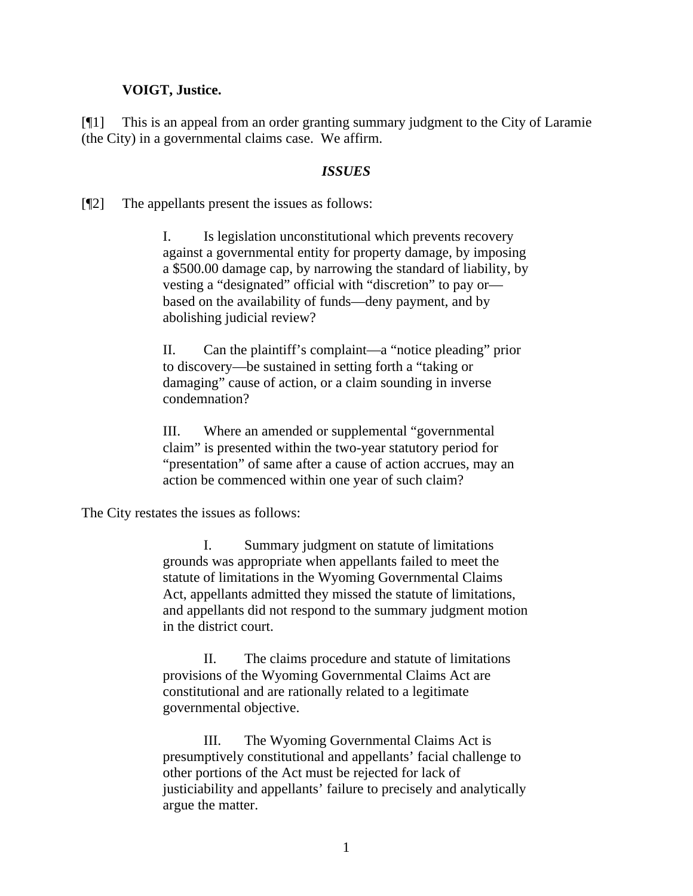**VOIGT, Justice.**

[¶1] This is an appeal from an order granting summary judgment to the City of Laramie (the City) in a governmental claims case. We affirm.

### *ISSUES*

[¶2] The appellants present the issues as follows:

> I. Is legislation unconstitutional which prevents recovery against a governmental entity for property damage, by imposing a $500.00 damage cap, by narrowing the standard of liability, by vesting a "designated" official with "discretion" to pay or—based on the availability of funds—deny payment, and by abolishing judicial review?
>
> II. Can the plaintiff's complaint—a "notice pleading" prior to discovery—be sustained in setting forth a "taking or damaging" cause of action, or a claim sounding in inverse condemnation?
>
> III. Where an amended or supplemental "governmental claim" is presented within the two-year statutory period for "presentation" of same after a cause of action accrues, may an action be commenced within one year of such claim?

The City restates the issues as follows:

> I. Summary judgment on statute of limitations grounds was appropriate when appellants failed to meet the statute of limitations in the Wyoming Governmental Claims Act, appellants admitted they missed the statute of limitations, and appellants did not respond to the summary judgment motion in the district court.
>
> II. The claims procedure and statute of limitations provisions of the Wyoming Governmental Claims Act are constitutional and are rationally related to a legitimate governmental objective.
>
> III. The Wyoming Governmental Claims Act is presumptively constitutional and appellants' facial challenge to other portions of the Act must be rejected for lack of justiciability and appellants' failure to precisely and analytically argue the matter.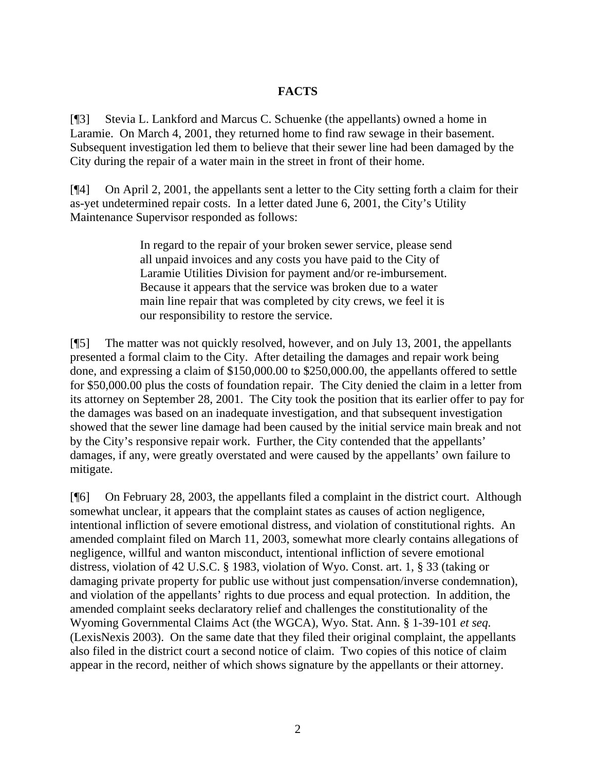## FACTS

[¶3] Stevia L. Lankford and Marcus C. Schuenke (the appellants) owned a home in Laramie. On March 4, 2001, they returned home to find raw sewage in their basement. Subsequent investigation led them to believe that their sewer line had been damaged by the City during the repair of a water main in the street in front of their home.

[¶4] On April 2, 2001, the appellants sent a letter to the City setting forth a claim for their as-yet undetermined repair costs. In a letter dated June 6, 2001, the City's Utility Maintenance Supervisor responded as follows:

> In regard to the repair of your broken sewer service, please send all unpaid invoices and any costs you have paid to the City of Laramie Utilities Division for payment and/or re-imbursement. Because it appears that the service was broken due to a water main line repair that was completed by city crews, we feel it is our responsibility to restore the service.

[¶5] The matter was not quickly resolved, however, and on July 13, 2001, the appellants presented a formal claim to the City. After detailing the damages and repair work being done, and expressing a claim of $150,000.00 to $250,000.00, the appellants offered to settle for $50,000.00 plus the costs of foundation repair. The City denied the claim in a letter from its attorney on September 28, 2001. The City took the position that its earlier offer to pay for the damages was based on an inadequate investigation, and that subsequent investigation showed that the sewer line damage had been caused by the initial service main break and not by the City's responsive repair work. Further, the City contended that the appellants' damages, if any, were greatly overstated and were caused by the appellants' own failure to mitigate.

[¶6] On February 28, 2003, the appellants filed a complaint in the district court. Although somewhat unclear, it appears that the complaint states as causes of action negligence, intentional infliction of severe emotional distress, and violation of constitutional rights. An amended complaint filed on March 11, 2003, somewhat more clearly contains allegations of negligence, willful and wanton misconduct, intentional infliction of severe emotional distress, violation of 42 U.S.C. § 1983, violation of Wyo. Const. art. 1, § 33 (taking or damaging private property for public use without just compensation/inverse condemnation), and violation of the appellants' rights to due process and equal protection. In addition, the amended complaint seeks declaratory relief and challenges the constitutionality of the Wyoming Governmental Claims Act (the WGCA), Wyo. Stat. Ann. § 1-39-101 *et seq.* (LexisNexis 2003). On the same date that they filed their original complaint, the appellants also filed in the district court a second notice of claim. Two copies of this notice of claim appear in the record, neither of which shows signature by the appellants or their attorney.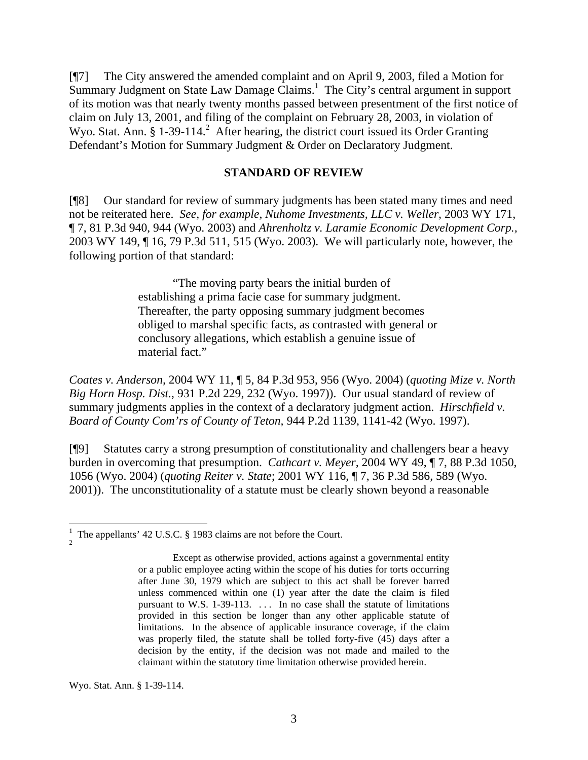[¶7] The City answered the amended complaint and on April 9, 2003, filed a Motion for Summary Judgment on State Law Damage Claims.[1] The City's central argument in support of its motion was that nearly twenty months passed between presentment of the first notice of claim on July 13, 2001, and filing of the complaint on February 28, 2003, in violation of Wyo. Stat. Ann. § 1-39-114.[2] After hearing, the district court issued its Order Granting Defendant's Motion for Summary Judgment & Order on Declaratory Judgment.

## STANDARD OF REVIEW

[¶8] Our standard for review of summary judgments has been stated many times and need not be reiterated here. *See, for example, Nuhome Investments, LLC v. Weller,* 2003 WY 171, ¶ 7, 81 P.3d 940, 944 (Wyo. 2003) and *Ahrenholtz v. Laramie Economic Development Corp.*, 2003 WY 149, ¶ 16, 79 P.3d 511, 515 (Wyo. 2003). We will particularly note, however, the following portion of that standard:

> "The moving party bears the initial burden of establishing a prima facie case for summary judgment. Thereafter, the party opposing summary judgment becomes obliged to marshal specific facts, as contrasted with general or conclusory allegations, which establish a genuine issue of material fact."

*Coates v. Anderson,* 2004 WY 11, ¶ 5, 84 P.3d 953, 956 (Wyo. 2004) (*quoting Mize v. North Big Horn Hosp. Dist.*, 931 P.2d 229, 232 (Wyo. 1997)). Our usual standard of review of summary judgments applies in the context of a declaratory judgment action. *Hirschfield v. Board of County Com'rs of County of Teton,* 944 P.2d 1139, 1141-42 (Wyo. 1997).

[¶9] Statutes carry a strong presumption of constitutionality and challengers bear a heavy burden in overcoming that presumption. *Cathcart v. Meyer,* 2004 WY 49, ¶ 7, 88 P.3d 1050, 1056 (Wyo. 2004) (*quoting Reiter v. State*; 2001 WY 116, ¶ 7, 36 P.3d 586, 589 (Wyo. 2001)). The unconstitutionality of a statute must be clearly shown beyond a reasonable

---

[1] The appellants' 42 U.S.C. § 1983 claims are not before the Court.

[2]

> Except as otherwise provided, actions against a governmental entity or a public employee acting within the scope of his duties for torts occurring after June 30, 1979 which are subject to this act shall be forever barred unless commenced within one (1) year after the date the claim is filed pursuant to W.S. 1-39-113. . . . In no case shall the statute of limitations provided in this section be longer than any other applicable statute of limitations. In the absence of applicable insurance coverage, if the claim was properly filed, the statute shall be tolled forty-five (45) days after a decision by the entity, if the decision was not made and mailed to the claimant within the statutory time limitation otherwise provided herein.

Wyo. Stat. Ann. § 1-39-114.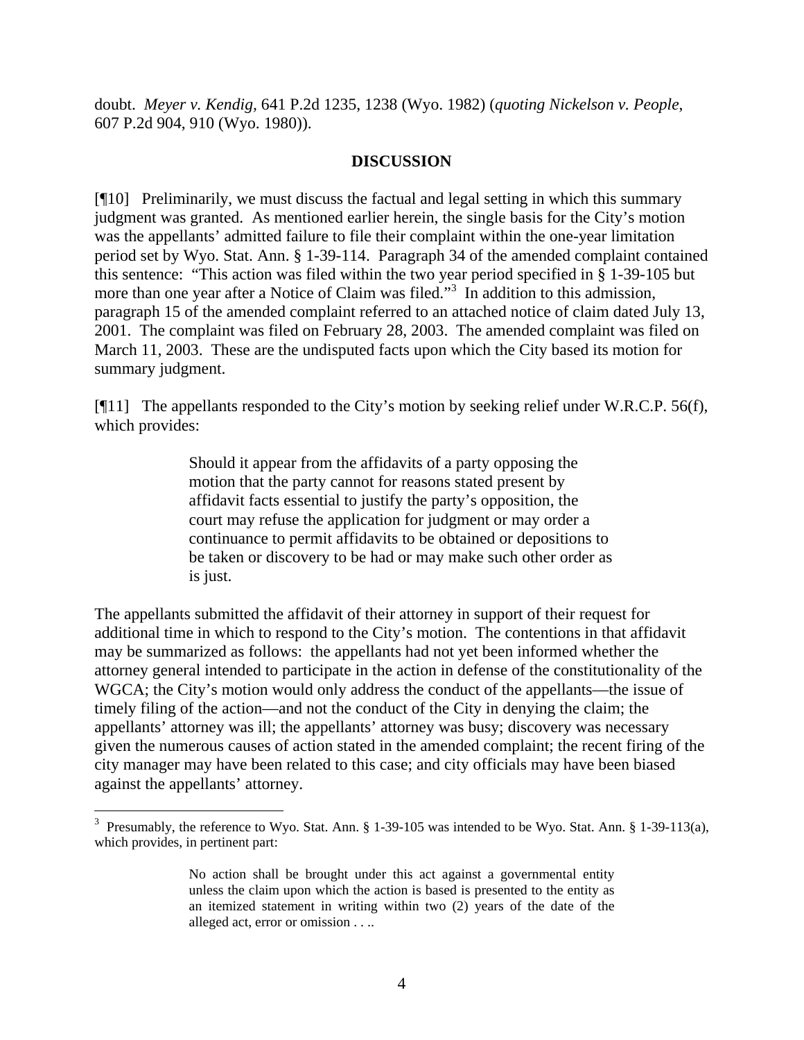doubt. *Meyer v. Kendig*, 641 P.2d 1235, 1238 (Wyo. 1982) (*quoting Nickelson v. People*, 607 P.2d 904, 910 (Wyo. 1980)).

## DISCUSSION

[¶10] Preliminarily, we must discuss the factual and legal setting in which this summary judgment was granted. As mentioned earlier herein, the single basis for the City's motion was the appellants' admitted failure to file their complaint within the one-year limitation period set by Wyo. Stat. Ann. § 1-39-114. Paragraph 34 of the amended complaint contained this sentence: "This action was filed within the two year period specified in § 1-39-105 but more than one year after a Notice of Claim was filed."[3] In addition to this admission, paragraph 15 of the amended complaint referred to an attached notice of claim dated July 13, 2001. The complaint was filed on February 28, 2003. The amended complaint was filed on March 11, 2003. These are the undisputed facts upon which the City based its motion for summary judgment.

[¶11] The appellants responded to the City's motion by seeking relief under W.R.C.P. 56(f), which provides:

> Should it appear from the affidavits of a party opposing the motion that the party cannot for reasons stated present by affidavit facts essential to justify the party's opposition, the court may refuse the application for judgment or may order a continuance to permit affidavits to be obtained or depositions to be taken or discovery to be had or may make such other order as is just.

The appellants submitted the affidavit of their attorney in support of their request for additional time in which to respond to the City's motion. The contentions in that affidavit may be summarized as follows: the appellants had not yet been informed whether the attorney general intended to participate in the action in defense of the constitutionality of the WGCA; the City's motion would only address the conduct of the appellants—the issue of timely filing of the action—and not the conduct of the City in denying the claim; the appellants' attorney was ill; the appellants' attorney was busy; discovery was necessary given the numerous causes of action stated in the amended complaint; the recent firing of the city manager may have been related to this case; and city officials may have been biased against the appellants' attorney.

---

[3] Presumably, the reference to Wyo. Stat. Ann. § 1-39-105 was intended to be Wyo. Stat. Ann. § 1-39-113(a), which provides, in pertinent part:

> No action shall be brought under this act against a governmental entity unless the claim upon which the action is based is presented to the entity as an itemized statement in writing within two (2) years of the date of the alleged act, error or omission . . ..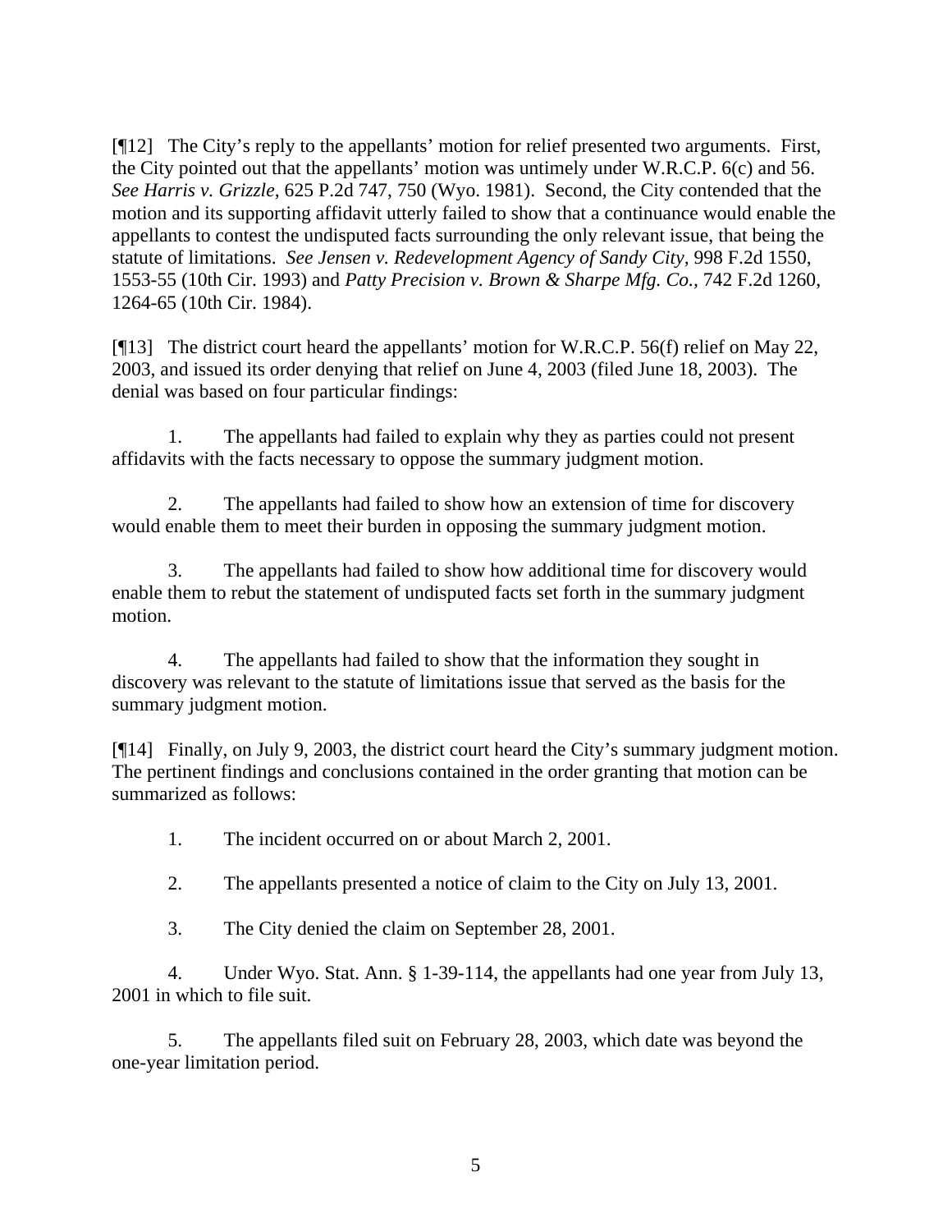[¶12] The City's reply to the appellants' motion for relief presented two arguments. First, the City pointed out that the appellants' motion was untimely under W.R.C.P. 6(c) and 56. *See Harris v. Grizzle*, 625 P.2d 747, 750 (Wyo. 1981). Second, the City contended that the motion and its supporting affidavit utterly failed to show that a continuance would enable the appellants to contest the undisputed facts surrounding the only relevant issue, that being the statute of limitations. *See Jensen v. Redevelopment Agency of Sandy City*, 998 F.2d 1550, 1553-55 (10th Cir. 1993) and *Patty Precision v. Brown & Sharpe Mfg. Co.*, 742 F.2d 1260, 1264-65 (10th Cir. 1984).

[¶13] The district court heard the appellants' motion for W.R.C.P. 56(f) relief on May 22, 2003, and issued its order denying that relief on June 4, 2003 (filed June 18, 2003). The denial was based on four particular findings:

1. The appellants had failed to explain why they as parties could not present affidavits with the facts necessary to oppose the summary judgment motion.

2. The appellants had failed to show how an extension of time for discovery would enable them to meet their burden in opposing the summary judgment motion.

3. The appellants had failed to show how additional time for discovery would enable them to rebut the statement of undisputed facts set forth in the summary judgment motion.

4. The appellants had failed to show that the information they sought in discovery was relevant to the statute of limitations issue that served as the basis for the summary judgment motion.

[¶14] Finally, on July 9, 2003, the district court heard the City's summary judgment motion. The pertinent findings and conclusions contained in the order granting that motion can be summarized as follows:

1. The incident occurred on or about March 2, 2001.

2. The appellants presented a notice of claim to the City on July 13, 2001.

3. The City denied the claim on September 28, 2001.

4. Under Wyo. Stat. Ann. § 1-39-114, the appellants had one year from July 13, 2001 in which to file suit.

5. The appellants filed suit on February 28, 2003, which date was beyond the one-year limitation period.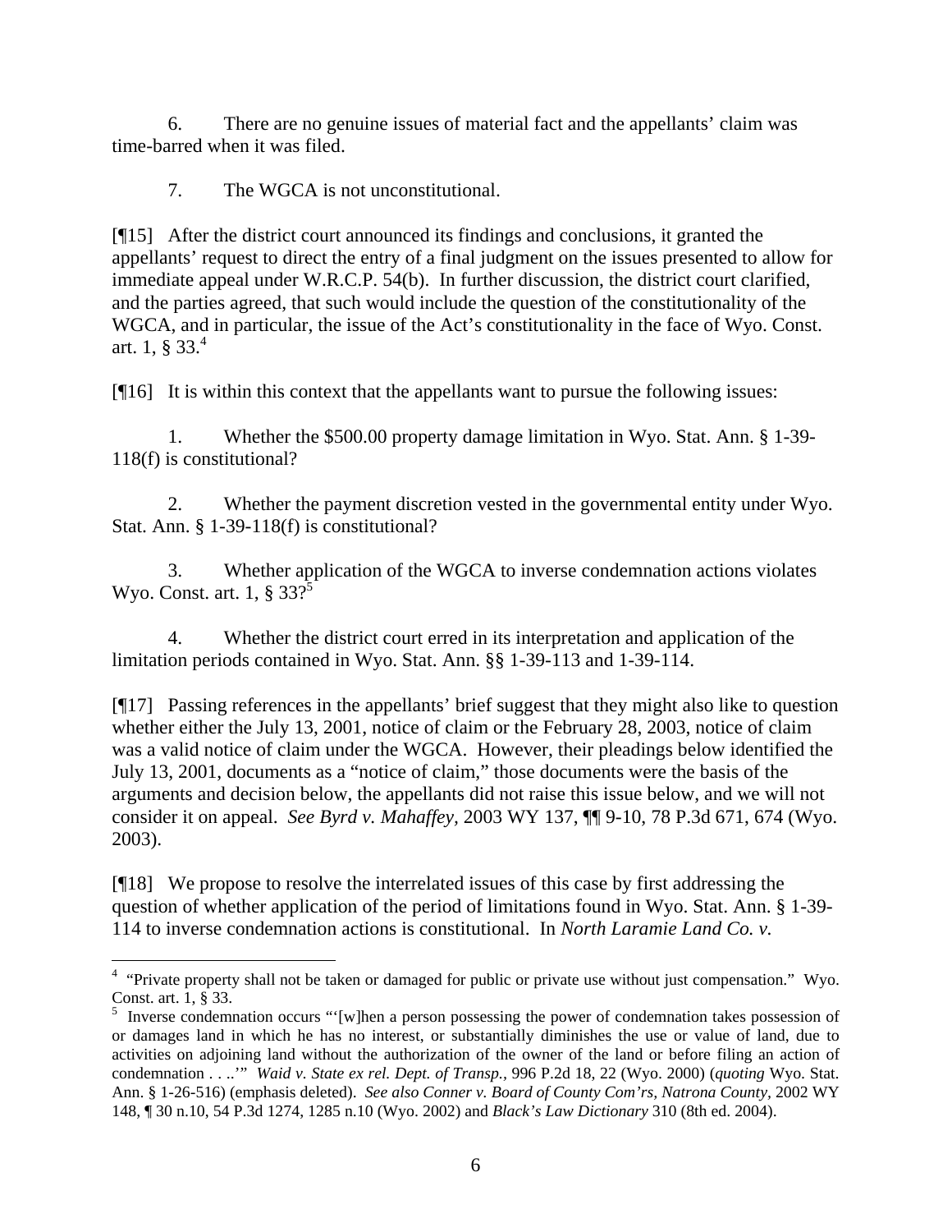6. There are no genuine issues of material fact and the appellants' claim was time-barred when it was filed.

7. The WGCA is not unconstitutional.

[¶15] After the district court announced its findings and conclusions, it granted the appellants' request to direct the entry of a final judgment on the issues presented to allow for immediate appeal under W.R.C.P. 54(b). In further discussion, the district court clarified, and the parties agreed, that such would include the question of the constitutionality of the WGCA, and in particular, the issue of the Act's constitutionality in the face of Wyo. Const. art. 1, § 33.[4]

[¶16] It is within this context that the appellants want to pursue the following issues:

1. Whether the $500.00 property damage limitation in Wyo. Stat. Ann. § 1-39-118(f) is constitutional?

2. Whether the payment discretion vested in the governmental entity under Wyo. Stat. Ann. § 1-39-118(f) is constitutional?

3. Whether application of the WGCA to inverse condemnation actions violates Wyo. Const. art. 1, § 33?[5]

4. Whether the district court erred in its interpretation and application of the limitation periods contained in Wyo. Stat. Ann. §§ 1-39-113 and 1-39-114.

[¶17] Passing references in the appellants' brief suggest that they might also like to question whether either the July 13, 2001, notice of claim or the February 28, 2003, notice of claim was a valid notice of claim under the WGCA. However, their pleadings below identified the July 13, 2001, documents as a "notice of claim," those documents were the basis of the arguments and decision below, the appellants did not raise this issue below, and we will not consider it on appeal. *See Byrd v. Mahaffey*, 2003 WY 137, ¶¶ 9-10, 78 P.3d 671, 674 (Wyo. 2003).

[¶18] We propose to resolve the interrelated issues of this case by first addressing the question of whether application of the period of limitations found in Wyo. Stat. Ann. § 1-39-114 to inverse condemnation actions is constitutional. In *North Laramie Land Co. v.*

---

[4] "Private property shall not be taken or damaged for public or private use without just compensation." Wyo. Const. art. 1, § 33.

[5] Inverse condemnation occurs "'[w]hen a person possessing the power of condemnation takes possession of or damages land in which he has no interest, or substantially diminishes the use or value of land, due to activities on adjoining land without the authorization of the owner of the land or before filing an action of condemnation . . ..'" *Waid v. State ex rel. Dept. of Transp.*, 996 P.2d 18, 22 (Wyo. 2000) (*quoting* Wyo. Stat. Ann. § 1-26-516) (emphasis deleted). *See also Conner v. Board of County Com'rs, Natrona County*, 2002 WY 148, ¶ 30 n.10, 54 P.3d 1274, 1285 n.10 (Wyo. 2002) and *Black's Law Dictionary* 310 (8th ed. 2004).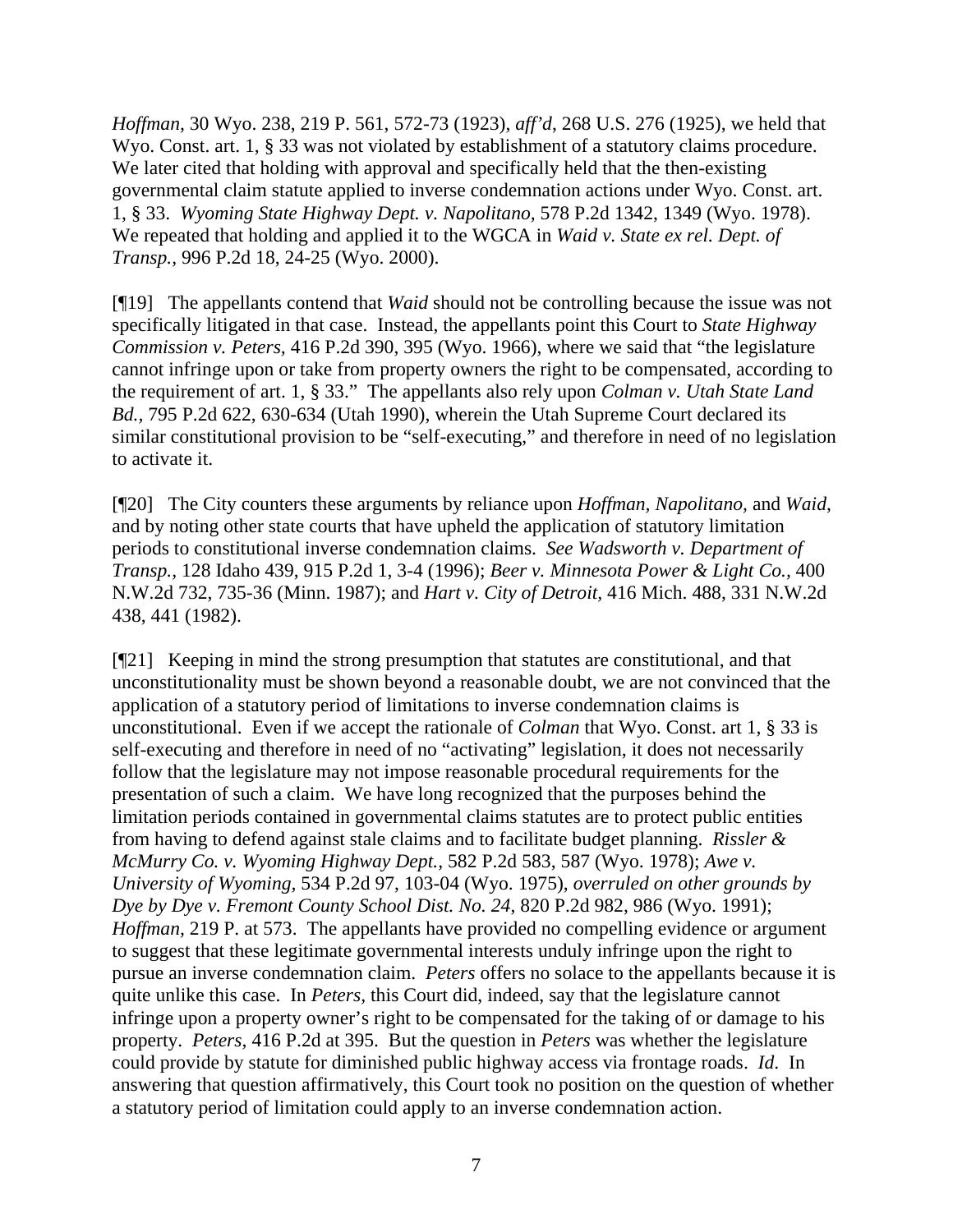*Hoffman*, 30 Wyo. 238, 219 P. 561, 572-73 (1923), *aff'd*, 268 U.S. 276 (1925), we held that Wyo. Const. art. 1, § 33 was not violated by establishment of a statutory claims procedure. We later cited that holding with approval and specifically held that the then-existing governmental claim statute applied to inverse condemnation actions under Wyo. Const. art. 1, § 33. *Wyoming State Highway Dept. v. Napolitano*, 578 P.2d 1342, 1349 (Wyo. 1978). We repeated that holding and applied it to the WGCA in *Waid v. State ex rel. Dept. of Transp.*, 996 P.2d 18, 24-25 (Wyo. 2000).

[¶19] The appellants contend that *Waid* should not be controlling because the issue was not specifically litigated in that case. Instead, the appellants point this Court to *State Highway Commission v. Peters*, 416 P.2d 390, 395 (Wyo. 1966), where we said that "the legislature cannot infringe upon or take from property owners the right to be compensated, according to the requirement of art. 1, § 33." The appellants also rely upon *Colman v. Utah State Land Bd.*, 795 P.2d 622, 630-634 (Utah 1990), wherein the Utah Supreme Court declared its similar constitutional provision to be "self-executing," and therefore in need of no legislation to activate it.

[¶20] The City counters these arguments by reliance upon *Hoffman, Napolitano,* and *Waid*, and by noting other state courts that have upheld the application of statutory limitation periods to constitutional inverse condemnation claims. *See Wadsworth v. Department of Transp.*, 128 Idaho 439, 915 P.2d 1, 3-4 (1996); *Beer v. Minnesota Power & Light Co.*, 400 N.W.2d 732, 735-36 (Minn. 1987); and *Hart v. City of Detroit*, 416 Mich. 488, 331 N.W.2d 438, 441 (1982).

[¶21] Keeping in mind the strong presumption that statutes are constitutional, and that unconstitutionality must be shown beyond a reasonable doubt, we are not convinced that the application of a statutory period of limitations to inverse condemnation claims is unconstitutional. Even if we accept the rationale of *Colman* that Wyo. Const. art 1, § 33 is self-executing and therefore in need of no "activating" legislation, it does not necessarily follow that the legislature may not impose reasonable procedural requirements for the presentation of such a claim. We have long recognized that the purposes behind the limitation periods contained in governmental claims statutes are to protect public entities from having to defend against stale claims and to facilitate budget planning. *Rissler & McMurry Co. v. Wyoming Highway Dept.*, 582 P.2d 583, 587 (Wyo. 1978); *Awe v. University of Wyoming*, 534 P.2d 97, 103-04 (Wyo. 1975), *overruled on other grounds by Dye by Dye v. Fremont County School Dist. No. 24*, 820 P.2d 982, 986 (Wyo. 1991); *Hoffman*, 219 P. at 573. The appellants have provided no compelling evidence or argument to suggest that these legitimate governmental interests unduly infringe upon the right to pursue an inverse condemnation claim. *Peters* offers no solace to the appellants because it is quite unlike this case. In *Peters*, this Court did, indeed, say that the legislature cannot infringe upon a property owner's right to be compensated for the taking of or damage to his property. *Peters*, 416 P.2d at 395. But the question in *Peters* was whether the legislature could provide by statute for diminished public highway access via frontage roads. *Id.* In answering that question affirmatively, this Court took no position on the question of whether a statutory period of limitation could apply to an inverse condemnation action.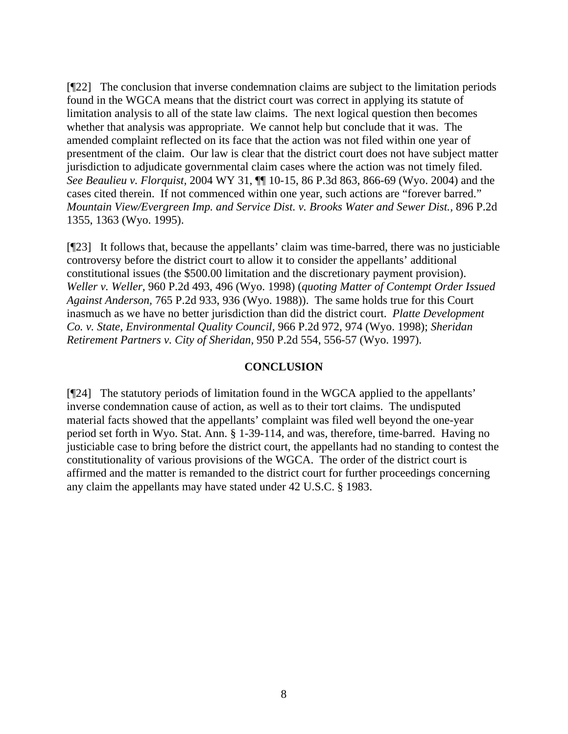[¶22] The conclusion that inverse condemnation claims are subject to the limitation periods found in the WGCA means that the district court was correct in applying its statute of limitation analysis to all of the state law claims. The next logical question then becomes whether that analysis was appropriate. We cannot help but conclude that it was. The amended complaint reflected on its face that the action was not filed within one year of presentment of the claim. Our law is clear that the district court does not have subject matter jurisdiction to adjudicate governmental claim cases where the action was not timely filed. *See Beaulieu v. Florquist*, 2004 WY 31, ¶¶ 10-15, 86 P.3d 863, 866-69 (Wyo. 2004) and the cases cited therein. If not commenced within one year, such actions are "forever barred." *Mountain View/Evergreen Imp. and Service Dist. v. Brooks Water and Sewer Dist.*, 896 P.2d 1355, 1363 (Wyo. 1995).

[¶23] It follows that, because the appellants' claim was time-barred, there was no justiciable controversy before the district court to allow it to consider the appellants' additional constitutional issues (the $500.00 limitation and the discretionary payment provision). *Weller v. Weller*, 960 P.2d 493, 496 (Wyo. 1998) (*quoting Matter of Contempt Order Issued Against Anderson*, 765 P.2d 933, 936 (Wyo. 1988)). The same holds true for this Court inasmuch as we have no better jurisdiction than did the district court. *Platte Development Co. v. State, Environmental Quality Council*, 966 P.2d 972, 974 (Wyo. 1998); *Sheridan Retirement Partners v. City of Sheridan*, 950 P.2d 554, 556-57 (Wyo. 1997).

## CONCLUSION

[¶24] The statutory periods of limitation found in the WGCA applied to the appellants' inverse condemnation cause of action, as well as to their tort claims. The undisputed material facts showed that the appellants' complaint was filed well beyond the one-year period set forth in Wyo. Stat. Ann. § 1-39-114, and was, therefore, time-barred. Having no justiciable case to bring before the district court, the appellants had no standing to contest the constitutionality of various provisions of the WGCA. The order of the district court is affirmed and the matter is remanded to the district court for further proceedings concerning any claim the appellants may have stated under 42 U.S.C. § 1983.